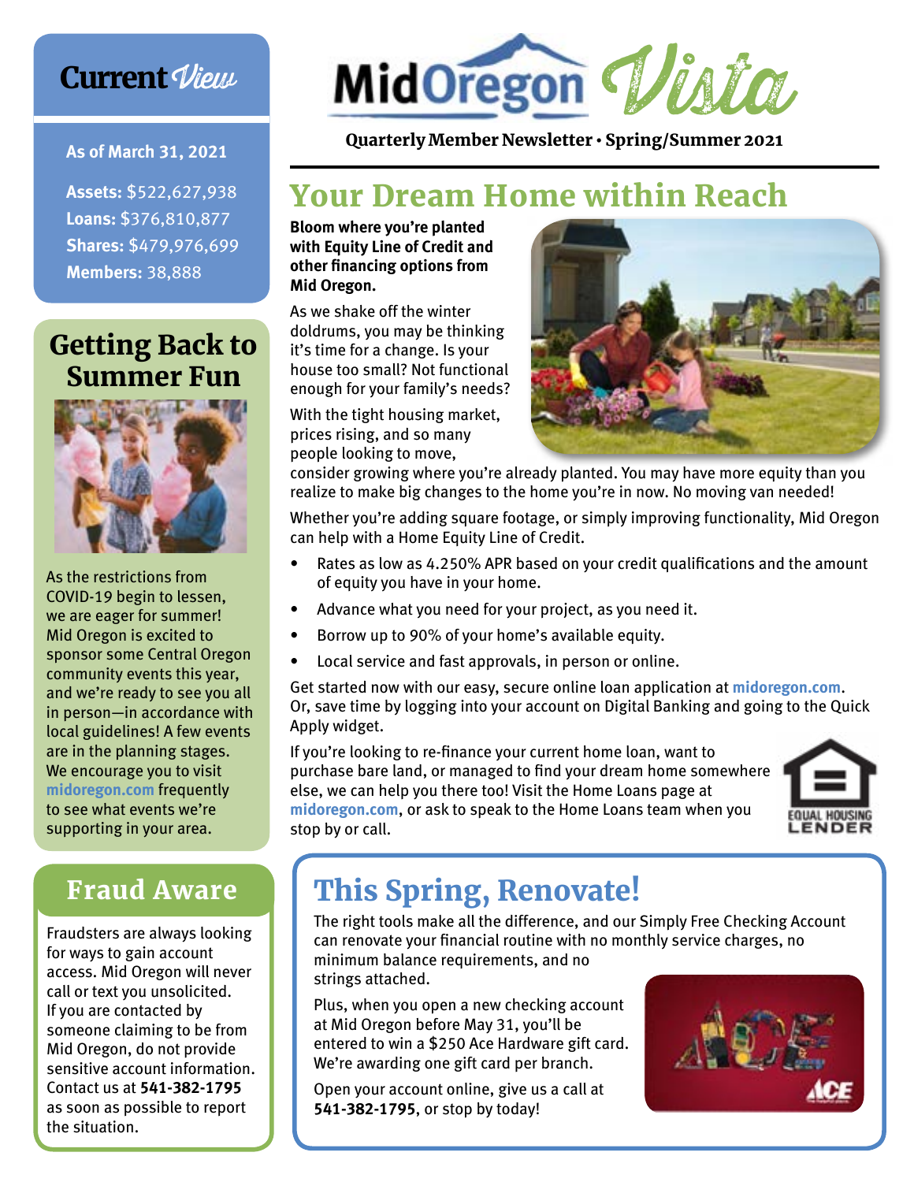# MidOregon Vista

Quarterly Member Newsletter • Spring/Summer 2021

## Your Dream Home within Reach

**Bloom where you're planted with Equity Line of Credit and other financing options from Mid Oregon.**

As we shake off the winter doldrums, you may be thinking it's time for a change. Is your house too small? Not functional enough for your family's needs?

With the tight housing market, prices rising, and so many people looking to move, consider growing where you're already planted. You may have more equity than you realize to make big changes to the home you're in now. No moving van needed!

Whether you're adding square footage, or simply improving functionality, Mid Oregon can help with a Home Equity Line of Credit.

- Rates as low as 4.250% APR based on your credit qualifications and the amount of equity you have in your home.
- Advance what you need for your project, as you need it.
- Borrow up to 90% of your home's available equity.
- Local service and fast approvals, in person or online.

Get started now with our easy, secure online loan application at **midoregon.com**. Or, save time by logging into your account on Digital Banking and going to the Quick Apply widget.

If you're looking to re-finance your current home loan, want to purchase bare land, or managed to find your dream home somewhere else, we can help you there too! Visit the Home Loans page at **midoregon.com**, or ask to speak to the Home Loans team when you stop by or call.

EQUAL HOUSING LENDER

## This Spring, Renovate!

The right tools make all the difference, and our Simply Free Checking Account can renovate your financial routine with no monthly service charges, no minimum balance requirements, and no strings attached.

Plus, when you open a new checking account at Mid Oregon before May 31, you'll be entered to win a $250 Ace Hardware gift card. We're awarding one gift card per branch.

Open your account online, give us a call at **541-382-1795**, or stop by today!

## Current View

**As of March 31, 2021**

**Assets:** $522,627,938
**Loans:** $376,810,877
**Shares:** $479,976,699
**Members:** 38,888

## Getting Back to Summer Fun

As the restrictions from COVID-19 begin to lessen, we are eager for summer! Mid Oregon is excited to sponsor some Central Oregon community events this year, and we're ready to see you all in person—in accordance with local guidelines! A few events are in the planning stages. We encourage you to visit **midoregon.com** frequently to see what events we're supporting in your area.

## Fraud Aware

Fraudsters are always looking for ways to gain account access. Mid Oregon will never call or text you unsolicited. If you are contacted by someone claiming to be from Mid Oregon, do not provide sensitive account information. Contact us at **541-382-1795** as soon as possible to report the situation.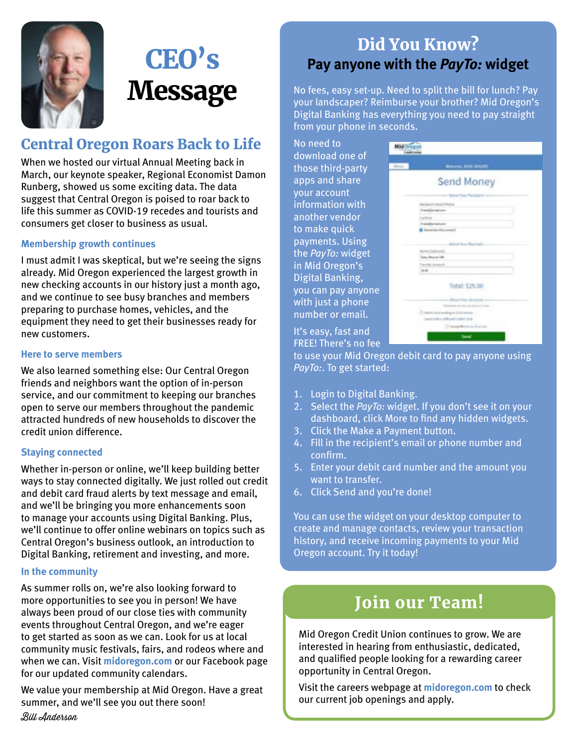# CEO's Message

## Central Oregon Roars Back to Life

When we hosted our virtual Annual Meeting back in March, our keynote speaker, Regional Economist Damon Runberg, showed us some exciting data. The data suggest that Central Oregon is poised to roar back to life this summer as COVID-19 recedes and tourists and consumers get closer to business as usual.

### Membership growth continues

I must admit I was skeptical, but we're seeing the signs already. Mid Oregon experienced the largest growth in new checking accounts in our history just a month ago, and we continue to see busy branches and members preparing to purchase homes, vehicles, and the equipment they need to get their businesses ready for new customers.

### Here to serve members

We also learned something else: Our Central Oregon friends and neighbors want the option of in-person service, and our commitment to keeping our branches open to serve our members throughout the pandemic attracted hundreds of new households to discover the credit union difference.

### Staying connected

Whether in-person or online, we'll keep building better ways to stay connected digitally. We just rolled out credit and debit card fraud alerts by text message and email, and we'll be bringing you more enhancements soon to manage your accounts using Digital Banking. Plus, we'll continue to offer online webinars on topics such as Central Oregon's business outlook, an introduction to Digital Banking, retirement and investing, and more.

### In the community

As summer rolls on, we're also looking forward to more opportunities to see you in person! We have always been proud of our close ties with community events throughout Central Oregon, and we're eager to get started as soon as we can. Look for us at local community music festivals, fairs, and rodeos where and when we can. Visit midoregon.com or our Facebook page for our updated community calendars.

We value your membership at Mid Oregon. Have a great summer, and we'll see you out there soon!

*Bill Anderson*

## Did You Know?

### Pay anyone with the *PayTo:* widget

No fees, easy set-up. Need to split the bill for lunch? Pay your landscaper? Reimburse your brother? Mid Oregon's Digital Banking has everything you need to pay straight from your phone in seconds.

No need to download one of those third-party apps and share your account information with another vendor to make quick payments. Using the *PayTo:* widget in Mid Oregon's Digital Banking, you can pay anyone with just a phone number or email.

It's easy, fast and FREE! There's no fee to use your Mid Oregon debit card to pay anyone using *PayTo:*. To get started:

1. Login to Digital Banking.
2. Select the *PayTo:* widget. If you don't see it on your dashboard, click More to find any hidden widgets.
3. Click the Make a Payment button.
4. Fill in the recipient's email or phone number and confirm.
5. Enter your debit card number and the amount you want to transfer.
6. Click Send and you're done!

You can use the widget on your desktop computer to create and manage contacts, review your transaction history, and receive incoming payments to your Mid Oregon account. Try it today!

## Join our Team!

Mid Oregon Credit Union continues to grow. We are interested in hearing from enthusiastic, dedicated, and qualified people looking for a rewarding career opportunity in Central Oregon.

Visit the careers webpage at midoregon.com to check our current job openings and apply.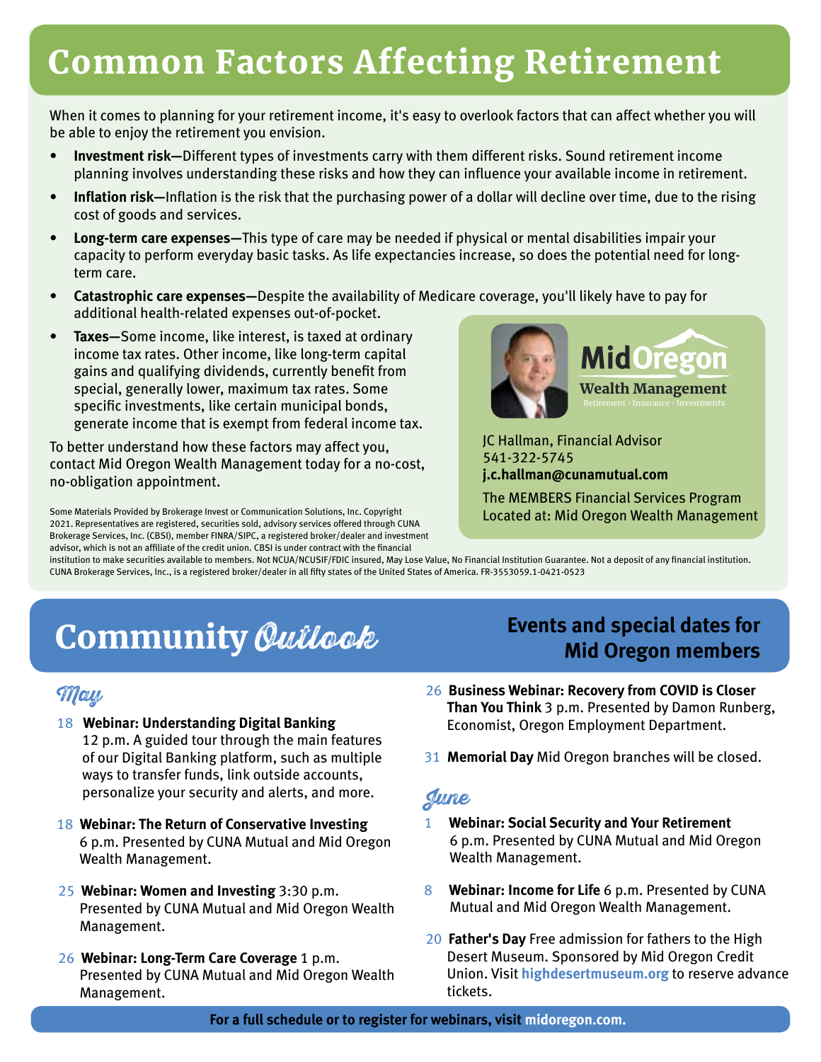# Common Factors Affecting Retirement

When it comes to planning for your retirement income, it's easy to overlook factors that can affect whether you will be able to enjoy the retirement you envision.

- **Investment risk—**Different types of investments carry with them different risks. Sound retirement income planning involves understanding these risks and how they can influence your available income in retirement.
- **Inflation risk—**Inflation is the risk that the purchasing power of a dollar will decline over time, due to the rising cost of goods and services.
- **Long-term care expenses—**This type of care may be needed if physical or mental disabilities impair your capacity to perform everyday basic tasks. As life expectancies increase, so does the potential need for long-term care.
- **Catastrophic care expenses—**Despite the availability of Medicare coverage, you'll likely have to pay for additional health-related expenses out-of-pocket.
- **Taxes—**Some income, like interest, is taxed at ordinary income tax rates. Other income, like long-term capital gains and qualifying dividends, currently benefit from special, generally lower, maximum tax rates. Some specific investments, like certain municipal bonds, generate income that is exempt from federal income tax.

To better understand how these factors may affect you, contact Mid Oregon Wealth Management today for a no-cost, no-obligation appointment.

**MidOregon Wealth Management**
Retirement · Insurance · Investments

JC Hallman, Financial Advisor
541-322-5745
**j.c.hallman@cunamutual.com**

The MEMBERS Financial Services Program
Located at: Mid Oregon Wealth Management

Some Materials Provided by Brokerage Invest or Communication Solutions, Inc. Copyright 2021. Representatives are registered, securities sold, advisory services offered through CUNA Brokerage Services, Inc. (CBSI), member FINRA/SIPC, a registered broker/dealer and investment advisor, which is not an affiliate of the credit union. CBSI is under contract with the financial institution to make securities available to members. Not NCUA/NCUSIF/FDIC insured, May Lose Value, No Financial Institution Guarantee. Not a deposit of any financial institution. CUNA Brokerage Services, Inc., is a registered broker/dealer in all fifty states of the United States of America. FR-3553059.1-0421-0523

# Community *Outlook*

## Events and special dates for Mid Oregon members

### *May*

18 **Webinar: Understanding Digital Banking** 12 p.m. A guided tour through the main features of our Digital Banking platform, such as multiple ways to transfer funds, link outside accounts, personalize your security and alerts, and more.

18 **Webinar: The Return of Conservative Investing** 6 p.m. Presented by CUNA Mutual and Mid Oregon Wealth Management.

25 **Webinar: Women and Investing** 3:30 p.m. Presented by CUNA Mutual and Mid Oregon Wealth Management.

26 **Webinar: Long-Term Care Coverage** 1 p.m. Presented by CUNA Mutual and Mid Oregon Wealth Management.

26 **Business Webinar: Recovery from COVID is Closer Than You Think** 3 p.m. Presented by Damon Runberg, Economist, Oregon Employment Department.

31 **Memorial Day** Mid Oregon branches will be closed.

### *June*

1 **Webinar: Social Security and Your Retirement** 6 p.m. Presented by CUNA Mutual and Mid Oregon Wealth Management.

8 **Webinar: Income for Life** 6 p.m. Presented by CUNA Mutual and Mid Oregon Wealth Management.

20 **Father's Day** Free admission for fathers to the High Desert Museum. Sponsored by Mid Oregon Credit Union. Visit **highdesertmuseum.org** to reserve advance tickets.

**For a full schedule or to register for webinars, visit midoregon.com.**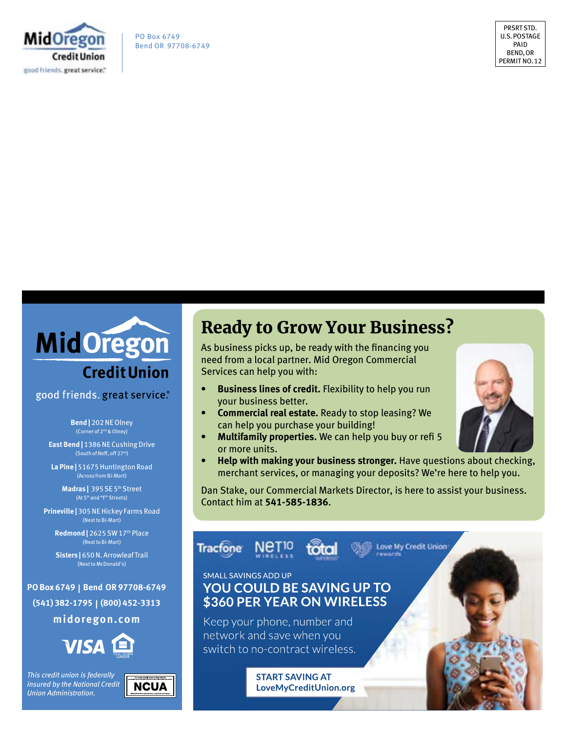MidOregon Credit Union
good friends. great service.

PO Box 6749
Bend OR 97708-6749

PRSRT STD.
U.S. POSTAGE
PAID
BEND, OR
PERMIT NO. 12

MidOregon Credit Union

good friends. great service.®

**Bend |** 202 NE Olney
(Corner of 2nd & Olney)

**East Bend |** 1386 NE Cushing Drive
(South of Neff, off 27th)

**La Pine |** 51675 Huntington Road
(Across from Bi-Mart)

**Madras |** 395 SE 5th Street
(At 5th and "F" Streets)

**Prineville |** 305 NE Hickey Farms Road
(Next to Bi-Mart)

**Redmond |** 2625 SW 17th Place
(Next to Bi-Mart)

**Sisters |** 650 N. Arrowleaf Trail
(Next to McDonald's)

**PO Box 6749 | Bend OR 97708-6749**

**(541) 382-1795 | (800) 452-3313**

**midoregon.com**

VISA — EQUAL HOUSING LENDER

*This credit union is federally insured by the National Credit Union Administration.*

NCUA

# Ready to Grow Your Business?

As business picks up, be ready with the financing you need from a local partner. Mid Oregon Commercial Services can help you with:

- **Business lines of credit.** Flexibility to help you run your business better.
- **Commercial real estate.** Ready to stop leasing? We can help you purchase your building!
- **Multifamily properties.** We can help you buy or refi 5 or more units.
- **Help with making your business stronger.** Have questions about checking, merchant services, or managing your deposits? We're here to help you.

Dan Stake, our Commercial Markets Director, is here to assist your business. Contact him at **541-585-1836**.

Tracfone NET10 Wireless total wireless Love My Credit Union rewards

SMALL SAVINGS ADD UP

## YOU COULD BE SAVING UP TO $360 PER YEAR ON WIRELESS

Keep your phone, number and network and save when you switch to no-contract wireless.

**START SAVING AT LoveMyCreditUnion.org**